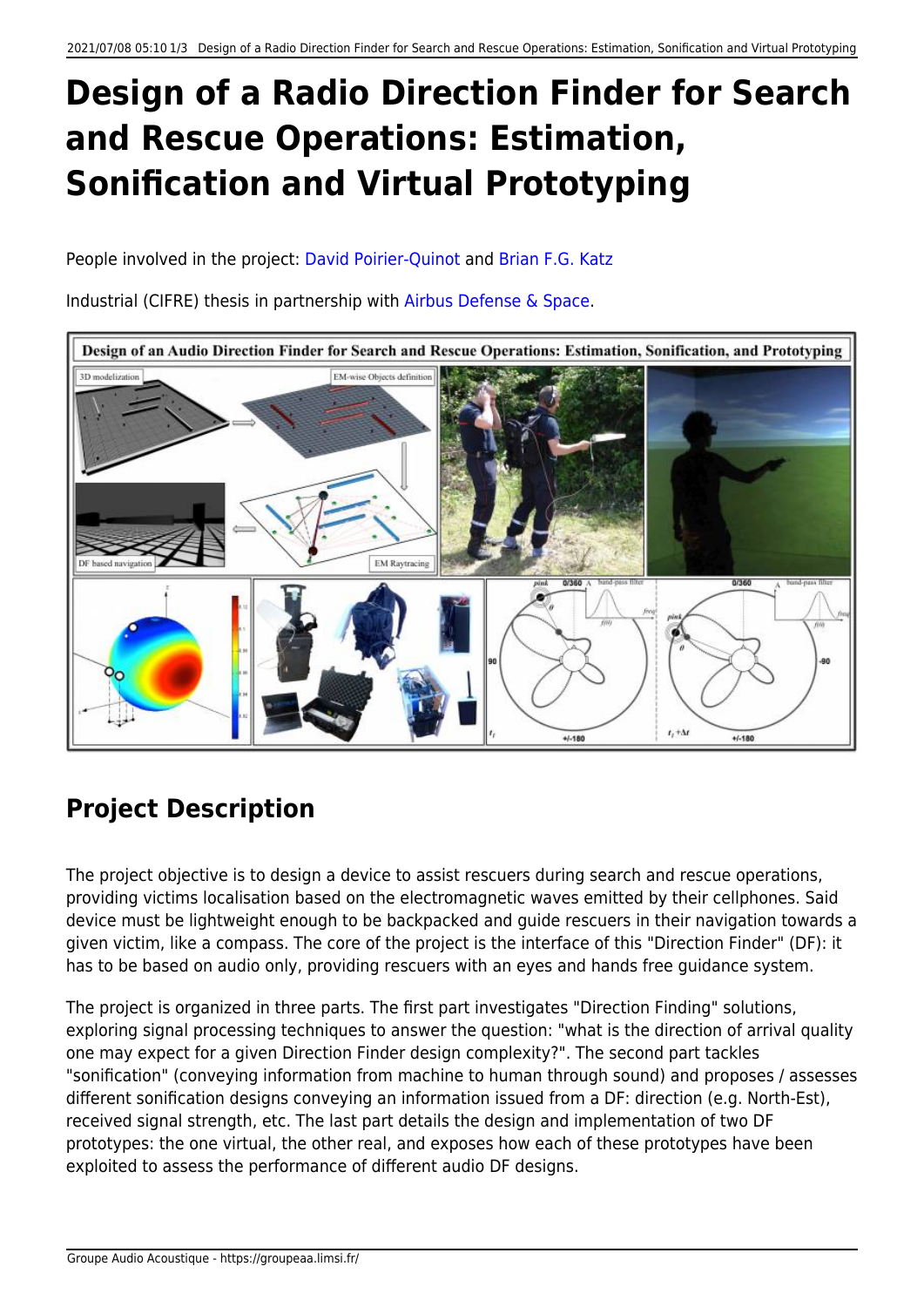# Design of a Radio Direction Finder for Search and Rescue Operations: Estimation, Sonification and Virtual Prototyping

People involved in the project: David Poirier-Quinot and Brian F.G. Katz

Industrial (CIFRE) thesis in partnership with Airbus Defense & Space.

## Project Description

The project objective is to design a device to assist rescuers during search and rescue operations, providing victims localisation based on the electromagnetic waves emitted by their cellphones. Said device must be lightweight enough to be backpacked and guide rescuers in their navigation towards a given victim, like a compass. The core of the project is the interface of this "Direction Finder" (DF): it has to be based on audio only, providing rescuers with an eyes and hands free guidance system.

The project is organized in three parts. The first part investigates "Direction Finding" solutions, exploring signal processing techniques to answer the question: "what is the direction of arrival quality one may expect for a given Direction Finder design complexity?". The second part tackles "sonification" (conveying information from machine to human through sound) and proposes / assesses different sonification designs conveying an information issued from a DF: direction (e.g. North-Est), received signal strength, etc. The last part details the design and implementation of two DF prototypes: the one virtual, the other real, and exposes how each of these prototypes have been exploited to assess the performance of different audio DF designs.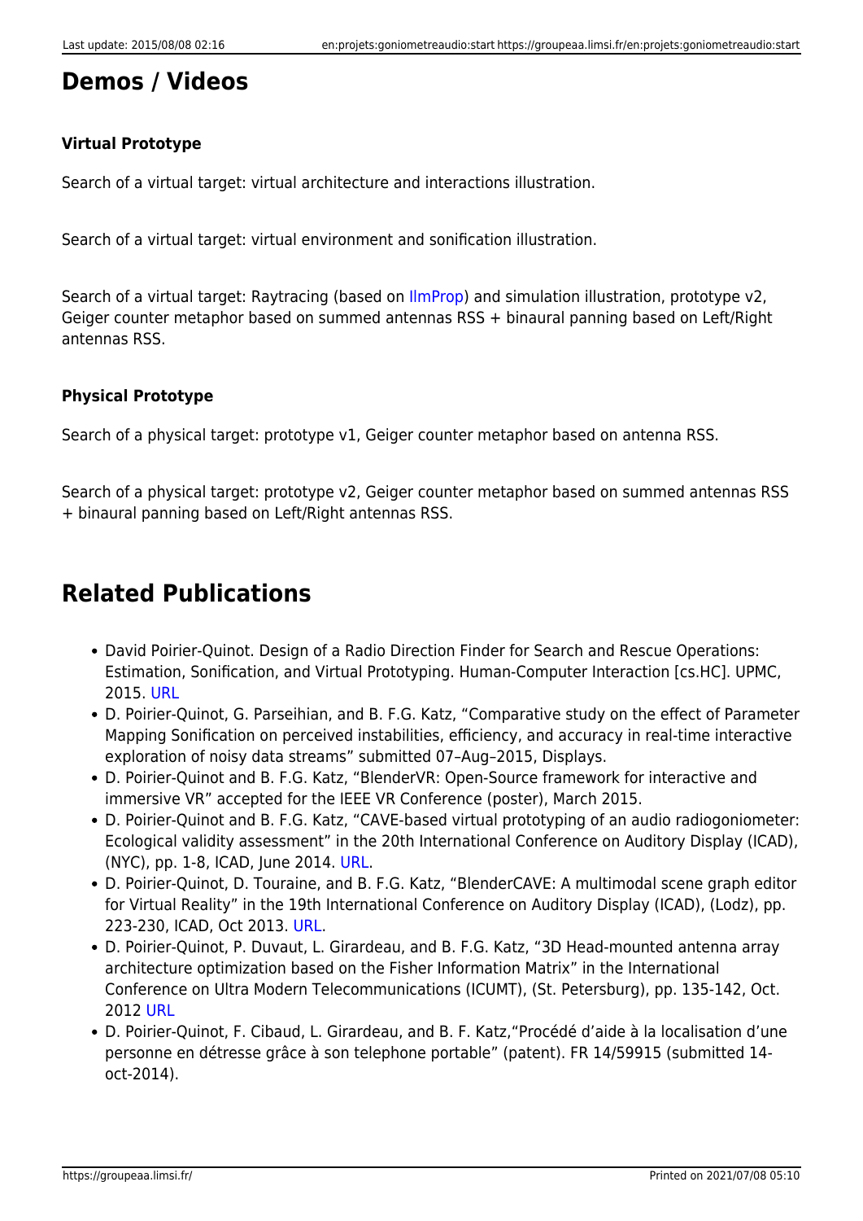## Demos / Videos

### Virtual Prototype

Search of a virtual target: virtual architecture and interactions illustration.

Search of a virtual target: virtual environment and sonification illustration.

Search of a virtual target: Raytracing (based on IlmProp) and simulation illustration, prototype v2, Geiger counter metaphor based on summed antennas RSS + binaural panning based on Left/Right antennas RSS.

### Physical Prototype

Search of a physical target: prototype v1, Geiger counter metaphor based on antenna RSS.

Search of a physical target: prototype v2, Geiger counter metaphor based on summed antennas RSS + binaural panning based on Left/Right antennas RSS.

## Related Publications

- David Poirier-Quinot. Design of a Radio Direction Finder for Search and Rescue Operations: Estimation, Sonification, and Virtual Prototyping. Human-Computer Interaction [cs.HC]. UPMC, 2015. URL
- D. Poirier-Quinot, G. Parseihian, and B. F.G. Katz, "Comparative study on the effect of Parameter Mapping Sonification on perceived instabilities, efficiency, and accuracy in real-time interactive exploration of noisy data streams" submitted 07–Aug–2015, Displays.
- D. Poirier-Quinot and B. F.G. Katz, "BlenderVR: Open-Source framework for interactive and immersive VR" accepted for the IEEE VR Conference (poster), March 2015.
- D. Poirier-Quinot and B. F.G. Katz, "CAVE-based virtual prototyping of an audio radiogoniometer: Ecological validity assessment" in the 20th International Conference on Auditory Display (ICAD), (NYC), pp. 1-8, ICAD, June 2014. URL.
- D. Poirier-Quinot, D. Touraine, and B. F.G. Katz, "BlenderCAVE: A multimodal scene graph editor for Virtual Reality" in the 19th International Conference on Auditory Display (ICAD), (Lodz), pp. 223-230, ICAD, Oct 2013. URL.
- D. Poirier-Quinot, P. Duvaut, L. Girardeau, and B. F.G. Katz, "3D Head-mounted antenna array architecture optimization based on the Fisher Information Matrix" in the International Conference on Ultra Modern Telecommunications (ICUMT), (St. Petersburg), pp. 135-142, Oct. 2012 URL
- D. Poirier-Quinot, F. Cibaud, L. Girardeau, and B. F. Katz,"Procédé d'aide à la localisation d'une personne en détresse grâce à son telephone portable" (patent). FR 14/59915 (submitted 14-oct-2014).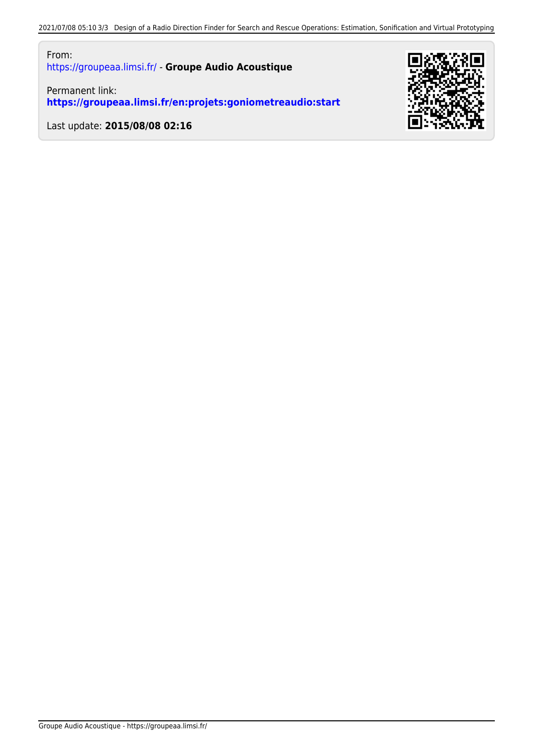From:
https://groupeaa.limsi.fr/ - **Groupe Audio Acoustique**

Permanent link:
**https://groupeaa.limsi.fr/en:projets:goniometreaudio:start**

Last update: **2015/08/08 02:16**